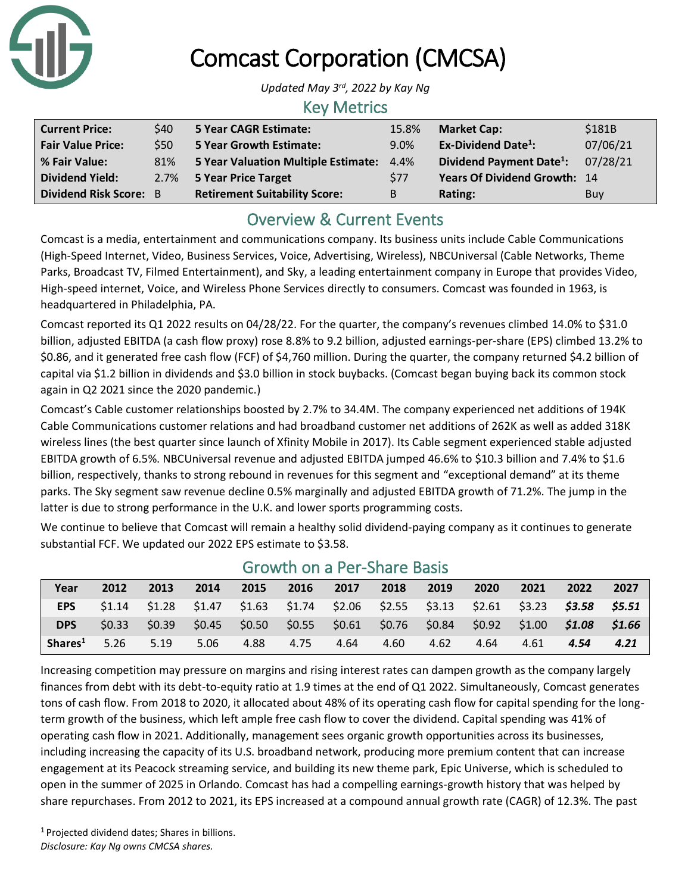# Comcast Corporation (CMCSA)

*Updated May 3rd, 2022 by Kay Ng*

## Key Metrics

| | | | | | |
|---|---|---|---|---|---|
| **Current Price:** | $40 | **5 Year CAGR Estimate:** | 15.8% | **Market Cap:** | $181B |
| **Fair Value Price:** | $50 | **5 Year Growth Estimate:** | 9.0% | **Ex-Dividend Date[1]:** | 07/06/21 |
| **% Fair Value:** | 81% | **5 Year Valuation Multiple Estimate:** | 4.4% | **Dividend Payment Date[1]:** | 07/28/21 |
| **Dividend Yield:** | 2.7% | **5 Year Price Target** | $77 | **Years Of Dividend Growth:** | 14 |
| **Dividend Risk Score:** | B | **Retirement Suitability Score:** | B | **Rating:** | Buy |

## Overview & Current Events

Comcast is a media, entertainment and communications company. Its business units include Cable Communications (High-Speed Internet, Video, Business Services, Voice, Advertising, Wireless), NBCUniversal (Cable Networks, Theme Parks, Broadcast TV, Filmed Entertainment), and Sky, a leading entertainment company in Europe that provides Video, High-speed internet, Voice, and Wireless Phone Services directly to consumers. Comcast was founded in 1963, is headquartered in Philadelphia, PA.

Comcast reported its Q1 2022 results on 04/28/22. For the quarter, the company's revenues climbed 14.0% to $31.0 billion, adjusted EBITDA (a cash flow proxy) rose 8.8% to 9.2 billion, adjusted earnings-per-share (EPS) climbed 13.2% to $0.86, and it generated free cash flow (FCF) of $4,760 million. During the quarter, the company returned $4.2 billion of capital via $1.2 billion in dividends and $3.0 billion in stock buybacks. (Comcast began buying back its common stock again in Q2 2021 since the 2020 pandemic.)

Comcast's Cable customer relationships boosted by 2.7% to 34.4M. The company experienced net additions of 194K Cable Communications customer relations and had broadband customer net additions of 262K as well as added 318K wireless lines (the best quarter since launch of Xfinity Mobile in 2017). Its Cable segment experienced stable adjusted EBITDA growth of 6.5%. NBCUniversal revenue and adjusted EBITDA jumped 46.6% to $10.3 billion and 7.4% to $1.6 billion, respectively, thanks to strong rebound in revenues for this segment and "exceptional demand" at its theme parks. The Sky segment saw revenue decline 0.5% marginally and adjusted EBITDA growth of 71.2%. The jump in the latter is due to strong performance in the U.K. and lower sports programming costs.

We continue to believe that Comcast will remain a healthy solid dividend-paying company as it continues to generate substantial FCF. We updated our 2022 EPS estimate to $3.58.

## Growth on a Per-Share Basis

| Year | 2012 | 2013 | 2014 | 2015 | 2016 | 2017 | 2018 | 2019 | 2020 | 2021 | 2022 | 2027 |
|---|---|---|---|---|---|---|---|---|---|---|---|---|
| **EPS** | $1.14 | $1.28 | $1.47 | $1.63 | $1.74 | $2.06 | $2.55 | $3.13 | $2.61 | $3.23 | ***$3.58*** | ***$5.51*** |
| **DPS** | $0.33 | $0.39 | $0.45 | $0.50 | $0.55 | $0.61 | $0.76 | $0.84 | $0.92 | $1.00 | ***$1.08*** | ***$1.66*** |
| **Shares[1]** | 5.26 | 5.19 | 5.06 | 4.88 | 4.75 | 4.64 | 4.60 | 4.62 | 4.64 | 4.61 | ***4.54*** | ***4.21*** |

Increasing competition may pressure on margins and rising interest rates can dampen growth as the company largely finances from debt with its debt-to-equity ratio at 1.9 times at the end of Q1 2022. Simultaneously, Comcast generates tons of cash flow. From 2018 to 2020, it allocated about 48% of its operating cash flow for capital spending for the long-term growth of the business, which left ample free cash flow to cover the dividend. Capital spending was 41% of operating cash flow in 2021. Additionally, management sees organic growth opportunities across its businesses, including increasing the capacity of its U.S. broadband network, producing more premium content that can increase engagement at its Peacock streaming service, and building its new theme park, Epic Universe, which is scheduled to open in the summer of 2025 in Orlando. Comcast has had a compelling earnings-growth history that was helped by share repurchases. From 2012 to 2021, its EPS increased at a compound annual growth rate (CAGR) of 12.3%. The past

[1] Projected dividend dates; Shares in billions.

*Disclosure: Kay Ng owns CMCSA shares.*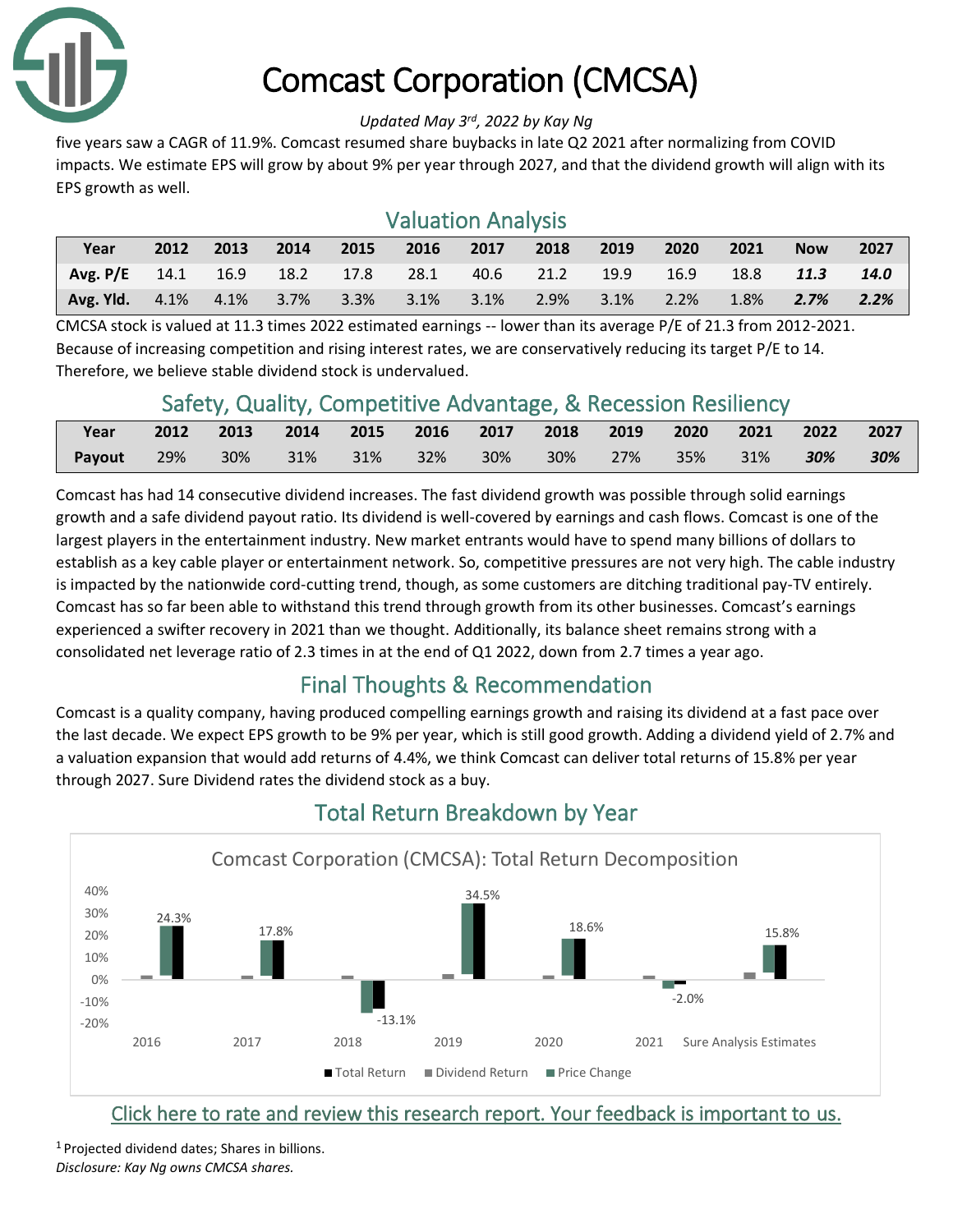# Comcast Corporation (CMCSA)

*Updated May 3rd, 2022 by Kay Ng*

five years saw a CAGR of 11.9%. Comcast resumed share buybacks in late Q2 2021 after normalizing from COVID impacts. We estimate EPS will grow by about 9% per year through 2027, and that the dividend growth will align with its EPS growth as well.

## Valuation Analysis

| Year | 2012 | 2013 | 2014 | 2015 | 2016 | 2017 | 2018 | 2019 | 2020 | 2021 | Now | 2027 |
|---|---|---|---|---|---|---|---|---|---|---|---|---|
| **Avg. P/E** | 14.1 | 16.9 | 18.2 | 17.8 | 28.1 | 40.6 | 21.2 | 19.9 | 16.9 | 18.8 | ***11.3*** | ***14.0*** |
| **Avg. Yld.** | 4.1% | 4.1% | 3.7% | 3.3% | 3.1% | 3.1% | 2.9% | 3.1% | 2.2% | 1.8% | ***2.7%*** | ***2.2%*** |

CMCSA stock is valued at 11.3 times 2022 estimated earnings -- lower than its average P/E of 21.3 from 2012-2021. Because of increasing competition and rising interest rates, we are conservatively reducing its target P/E to 14. Therefore, we believe stable dividend stock is undervalued.

## Safety, Quality, Competitive Advantage, & Recession Resiliency

| Year | 2012 | 2013 | 2014 | 2015 | 2016 | 2017 | 2018 | 2019 | 2020 | 2021 | 2022 | 2027 |
|---|---|---|---|---|---|---|---|---|---|---|---|---|
| **Payout** | 29% | 30% | 31% | 31% | 32% | 30% | 30% | 27% | 35% | 31% | ***30%*** | ***30%*** |

Comcast has had 14 consecutive dividend increases. The fast dividend growth was possible through solid earnings growth and a safe dividend payout ratio. Its dividend is well-covered by earnings and cash flows. Comcast is one of the largest players in the entertainment industry. New market entrants would have to spend many billions of dollars to establish as a key cable player or entertainment network. So, competitive pressures are not very high. The cable industry is impacted by the nationwide cord-cutting trend, though, as some customers are ditching traditional pay-TV entirely. Comcast has so far been able to withstand this trend through growth from its other businesses. Comcast's earnings experienced a swifter recovery in 2021 than we thought. Additionally, its balance sheet remains strong with a consolidated net leverage ratio of 2.3 times in at the end of Q1 2022, down from 2.7 times a year ago.

## Final Thoughts & Recommendation

Comcast is a quality company, having produced compelling earnings growth and raising its dividend at a fast pace over the last decade. We expect EPS growth to be 9% per year, which is still good growth. Adding a dividend yield of 2.7% and a valuation expansion that would add returns of 4.4%, we think Comcast can deliver total returns of 15.8% per year through 2027. Sure Dividend rates the dividend stock as a buy.

## Total Return Breakdown by Year

Comcast Corporation (CMCSA): Total Return Decomposition

| | 2016 | 2017 | 2018 | 2019 | 2020 | 2021 | Sure Analysis Estimates |
|---|---|---|---|---|---|---|---|
| Total Return | 24.3% | 17.8% | -13.1% | 34.5% | 18.6% | -2.0% | 15.8% |

Legend: Total Return, Dividend Return, Price Change

Click here to rate and review this research report. Your feedback is important to us.

[1] Projected dividend dates; Shares in billions.

*Disclosure: Kay Ng owns CMCSA shares.*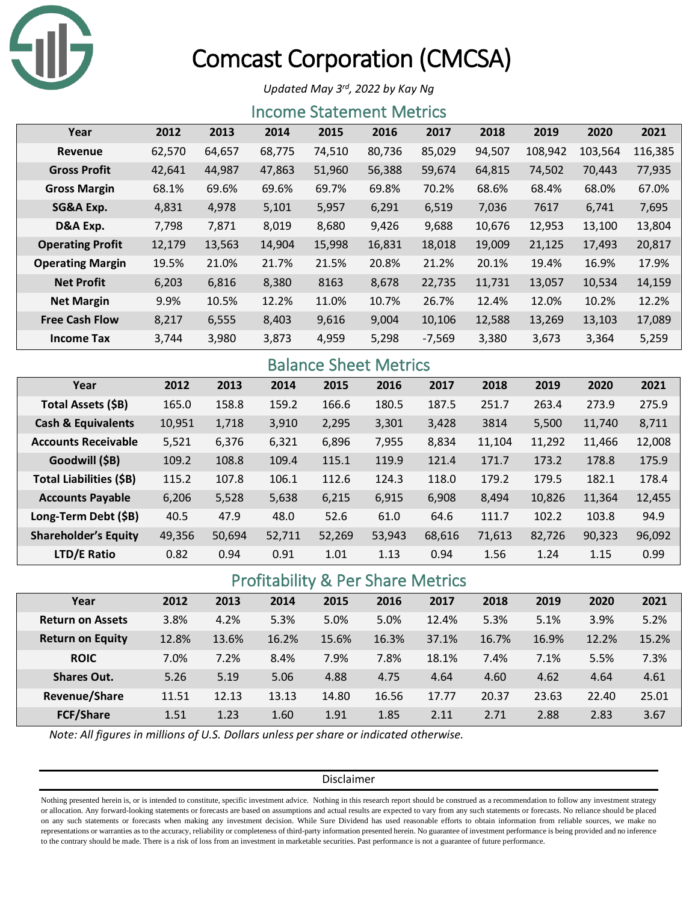# Comcast Corporation (CMCSA)

*Updated May 3rd, 2022 by Kay Ng*

## Income Statement Metrics

| Year | 2012 | 2013 | 2014 | 2015 | 2016 | 2017 | 2018 | 2019 | 2020 | 2021 |
|---|---|---|---|---|---|---|---|---|---|---|
| Revenue | 62,570 | 64,657 | 68,775 | 74,510 | 80,736 | 85,029 | 94,507 | 108,942 | 103,564 | 116,385 |
| Gross Profit | 42,641 | 44,987 | 47,863 | 51,960 | 56,388 | 59,674 | 64,815 | 74,502 | 70,443 | 77,935 |
| Gross Margin | 68.1% | 69.6% | 69.6% | 69.7% | 69.8% | 70.2% | 68.6% | 68.4% | 68.0% | 67.0% |
| SG&A Exp. | 4,831 | 4,978 | 5,101 | 5,957 | 6,291 | 6,519 | 7,036 | 7617 | 6,741 | 7,695 |
| D&A Exp. | 7,798 | 7,871 | 8,019 | 8,680 | 9,426 | 9,688 | 10,676 | 12,953 | 13,100 | 13,804 |
| Operating Profit | 12,179 | 13,563 | 14,904 | 15,998 | 16,831 | 18,018 | 19,009 | 21,125 | 17,493 | 20,817 |
| Operating Margin | 19.5% | 21.0% | 21.7% | 21.5% | 20.8% | 21.2% | 20.1% | 19.4% | 16.9% | 17.9% |
| Net Profit | 6,203 | 6,816 | 8,380 | 8163 | 8,678 | 22,735 | 11,731 | 13,057 | 10,534 | 14,159 |
| Net Margin | 9.9% | 10.5% | 12.2% | 11.0% | 10.7% | 26.7% | 12.4% | 12.0% | 10.2% | 12.2% |
| Free Cash Flow | 8,217 | 6,555 | 8,403 | 9,616 | 9,004 | 10,106 | 12,588 | 13,269 | 13,103 | 17,089 |
| Income Tax | 3,744 | 3,980 | 3,873 | 4,959 | 5,298 | -7,569 | 3,380 | 3,673 | 3,364 | 5,259 |

## Balance Sheet Metrics

| Year | 2012 | 2013 | 2014 | 2015 | 2016 | 2017 | 2018 | 2019 | 2020 | 2021 |
|---|---|---|---|---|---|---|---|---|---|---|
| Total Assets ($B) | 165.0 | 158.8 | 159.2 | 166.6 | 180.5 | 187.5 | 251.7 | 263.4 | 273.9 | 275.9 |
| Cash & Equivalents | 10,951 | 1,718 | 3,910 | 2,295 | 3,301 | 3,428 | 3814 | 5,500 | 11,740 | 8,711 |
| Accounts Receivable | 5,521 | 6,376 | 6,321 | 6,896 | 7,955 | 8,834 | 11,104 | 11,292 | 11,466 | 12,008 |
| Goodwill ($B) | 109.2 | 108.8 | 109.4 | 115.1 | 119.9 | 121.4 | 171.7 | 173.2 | 178.8 | 175.9 |
| Total Liabilities ($B) | 115.2 | 107.8 | 106.1 | 112.6 | 124.3 | 118.0 | 179.2 | 179.5 | 182.1 | 178.4 |
| Accounts Payable | 6,206 | 5,528 | 5,638 | 6,215 | 6,915 | 6,908 | 8,494 | 10,826 | 11,364 | 12,455 |
| Long-Term Debt ($B) | 40.5 | 47.9 | 48.0 | 52.6 | 61.0 | 64.6 | 111.7 | 102.2 | 103.8 | 94.9 |
| Shareholder's Equity | 49,356 | 50,694 | 52,711 | 52,269 | 53,943 | 68,616 | 71,613 | 82,726 | 90,323 | 96,092 |
| LTD/E Ratio | 0.82 | 0.94 | 0.91 | 1.01 | 1.13 | 0.94 | 1.56 | 1.24 | 1.15 | 0.99 |

## Profitability & Per Share Metrics

| Year | 2012 | 2013 | 2014 | 2015 | 2016 | 2017 | 2018 | 2019 | 2020 | 2021 |
|---|---|---|---|---|---|---|---|---|---|---|
| Return on Assets | 3.8% | 4.2% | 5.3% | 5.0% | 5.0% | 12.4% | 5.3% | 5.1% | 3.9% | 5.2% |
| Return on Equity | 12.8% | 13.6% | 16.2% | 15.6% | 16.3% | 37.1% | 16.7% | 16.9% | 12.2% | 15.2% |
| ROIC | 7.0% | 7.2% | 8.4% | 7.9% | 7.8% | 18.1% | 7.4% | 7.1% | 5.5% | 7.3% |
| Shares Out. | 5.26 | 5.19 | 5.06 | 4.88 | 4.75 | 4.64 | 4.60 | 4.62 | 4.64 | 4.61 |
| Revenue/Share | 11.51 | 12.13 | 13.13 | 14.80 | 16.56 | 17.77 | 20.37 | 23.63 | 22.40 | 25.01 |
| FCF/Share | 1.51 | 1.23 | 1.60 | 1.91 | 1.85 | 2.11 | 2.71 | 2.88 | 2.83 | 3.67 |

*Note: All figures in millions of U.S. Dollars unless per share or indicated otherwise.*

Disclaimer

Nothing presented herein is, or is intended to constitute, specific investment advice. Nothing in this research report should be construed as a recommendation to follow any investment strategy or allocation. Any forward-looking statements or forecasts are based on assumptions and actual results are expected to vary from any such statements or forecasts. No reliance should be placed on any such statements or forecasts when making any investment decision. While Sure Dividend has used reasonable efforts to obtain information from reliable sources, we make no representations or warranties as to the accuracy, reliability or completeness of third-party information presented herein. No guarantee of investment performance is being provided and no inference to the contrary should be made. There is a risk of loss from an investment in marketable securities. Past performance is not a guarantee of future performance.